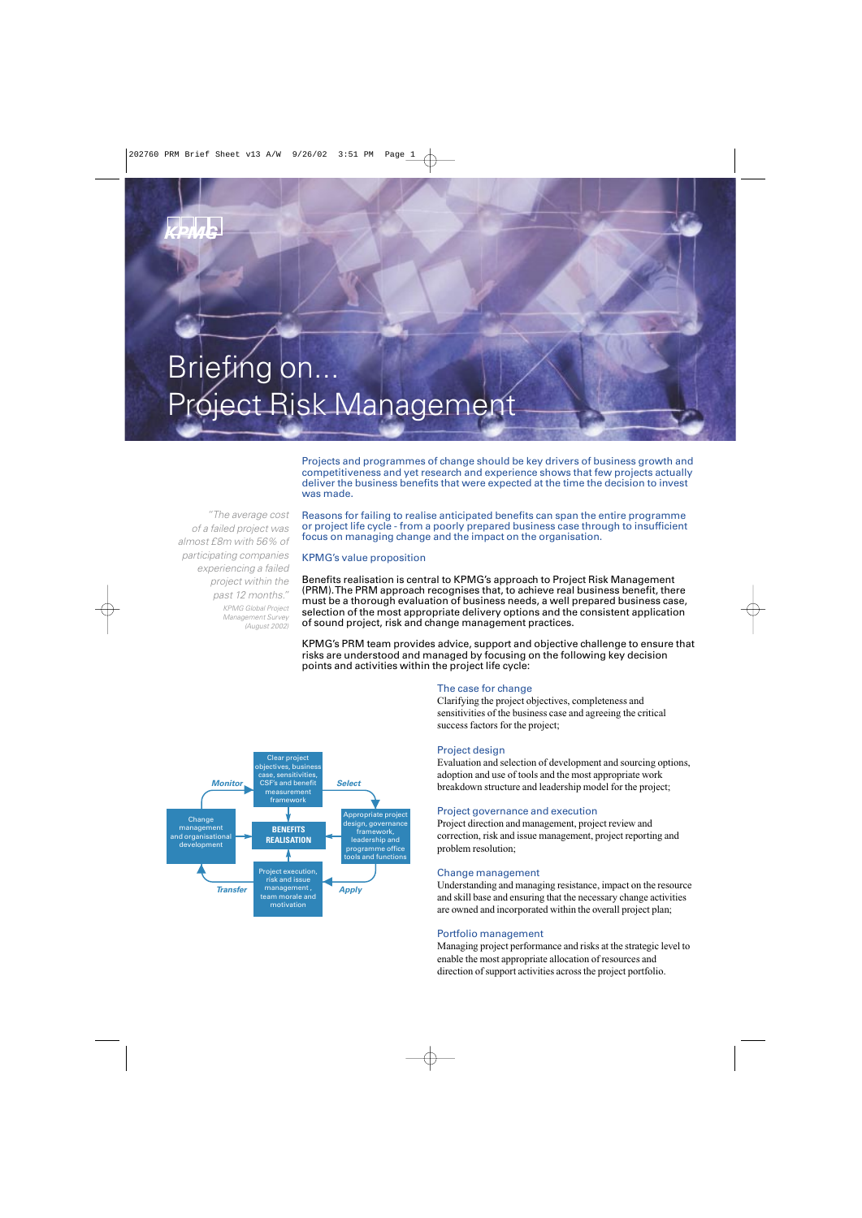# Briefing on... Project Risk Management

Projects and programmes of change should be key drivers of business growth and competitiveness and yet research and experience shows that few projects actually deliver the business benefits that were expected at the time the decision to invest was made.

*"The average cost of a failed project was almost £8m with 56% of participating companies experiencing a failed project within the past 12 months."*

*KPMG Global Project Management Survey (August 2002)*

Reasons for failing to realise anticipated benefits can span the entire programme or project life cycle - from a poorly prepared business case through to insufficient focus on managing change and the impact on the organisation.

## KPMG's value proposition

Benefits realisation is central to KPMG's approach to Project Risk Management (PRM). The PRM approach recognises that, to achieve real business benefit, there must be a thorough evaluation of business needs, a well prepared business case, selection of the most appropriate delivery options and the consistent application of sound project, risk and change management practices.

KPMG's PRM team provides advice, support and objective challenge to ensure that risks are understood and managed by focusing on the following key decision points and activities within the project life cycle:

**BENEFITS REALISATION**

- Clear project objectives, business case, sensitivities, CSF's and benefit measurement framework
- *Select* → Appropriate project design, governance framework, leadership and programme office tools and functions
- *Apply* → Project execution, risk and issue management, team morale and motivation
- *Transfer* → Change management and organisational development
- *Monitor* → Clear project objectives, business case, sensitivities, CSF's and benefit measurement framework

### The case for change

Clarifying the project objectives, completeness and sensitivities of the business case and agreeing the critical success factors for the project;

### Project design

Evaluation and selection of development and sourcing options, adoption and use of tools and the most appropriate work breakdown structure and leadership model for the project;

### Project governance and execution

Project direction and management, project review and correction, risk and issue management, project reporting and problem resolution;

### Change management

Understanding and managing resistance, impact on the resource and skill base and ensuring that the necessary change activities are owned and incorporated within the overall project plan;

### Portfolio management

Managing project performance and risks at the strategic level to enable the most appropriate allocation of resources and direction of support activities across the project portfolio.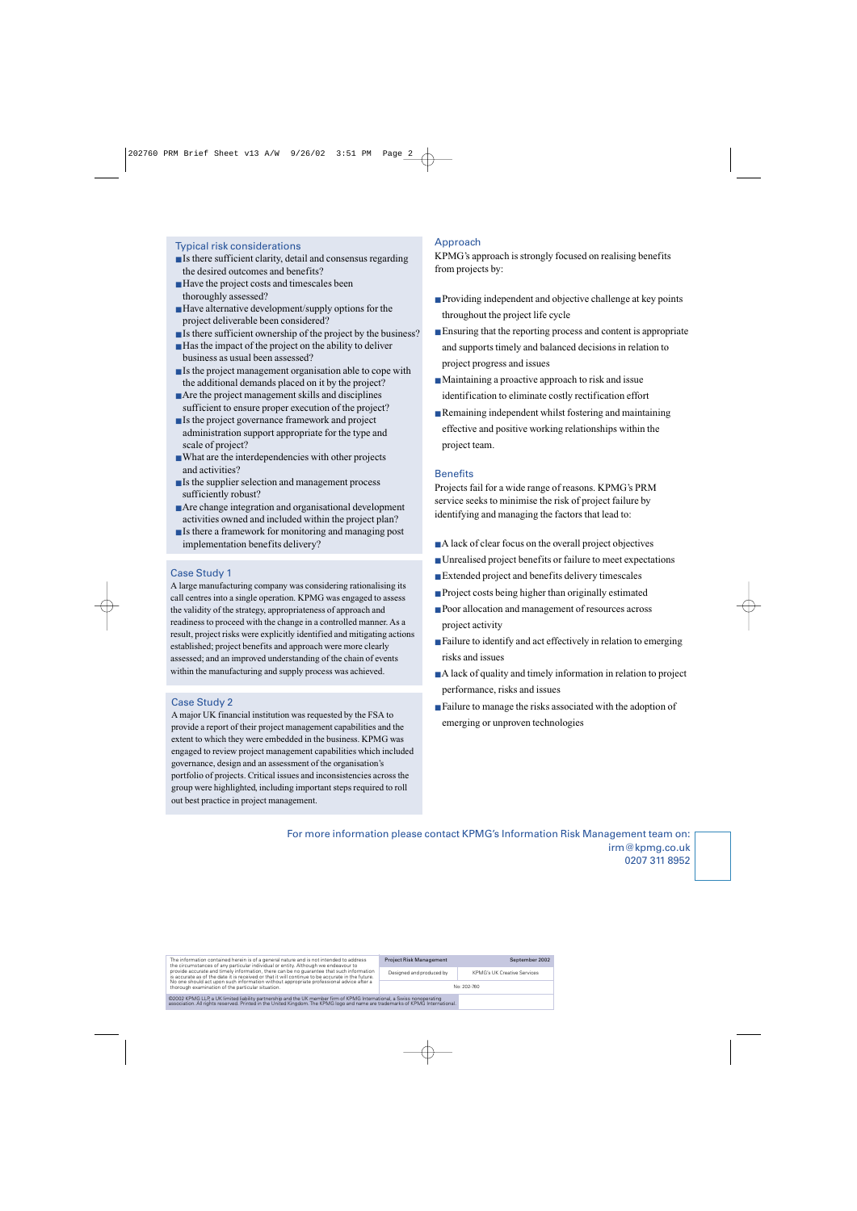## Typical risk considerations

- Is there sufficient clarity, detail and consensus regarding the desired outcomes and benefits?
- Have the project costs and timescales been thoroughly assessed?
- Have alternative development/supply options for the project deliverable been considered?
- Is there sufficient ownership of the project by the business?
- Has the impact of the project on the ability to deliver business as usual been assessed?
- Is the project management organisation able to cope with the additional demands placed on it by the project?
- Are the project management skills and disciplines sufficient to ensure proper execution of the project?
- Is the project governance framework and project administration support appropriate for the type and scale of project?
- What are the interdependencies with other projects and activities?
- Is the supplier selection and management process sufficiently robust?
- Are change integration and organisational development activities owned and included within the project plan?
- Is there a framework for monitoring and managing post implementation benefits delivery?

## Case Study 1

A large manufacturing company was considering rationalising its call centres into a single operation. KPMG was engaged to assess the validity of the strategy, appropriateness of approach and readiness to proceed with the change in a controlled manner. As a result, project risks were explicitly identified and mitigating actions established; project benefits and approach were more clearly assessed; and an improved understanding of the chain of events within the manufacturing and supply process was achieved.

## Case Study 2

A major UK financial institution was requested by the FSA to provide a report of their project management capabilities and the extent to which they were embedded in the business. KPMG was engaged to review project management capabilities which included governance, design and an assessment of the organisation's portfolio of projects. Critical issues and inconsistencies across the group were highlighted, including important steps required to roll out best practice in project management.

## Approach

KPMG's approach is strongly focused on realising benefits from projects by:

- Providing independent and objective challenge at key points throughout the project life cycle
- Ensuring that the reporting process and content is appropriate and supports timely and balanced decisions in relation to project progress and issues
- Maintaining a proactive approach to risk and issue identification to eliminate costly rectification effort
- Remaining independent whilst fostering and maintaining effective and positive working relationships within the project team.

## Benefits

Projects fail for a wide range of reasons. KPMG's PRM service seeks to minimise the risk of project failure by identifying and managing the factors that lead to:

- A lack of clear focus on the overall project objectives
- Unrealised project benefits or failure to meet expectations
- Extended project and benefits delivery timescales
- Project costs being higher than originally estimated
- Poor allocation and management of resources across project activity
- Failure to identify and act effectively in relation to emerging risks and issues
- A lack of quality and timely information in relation to project performance, risks and issues
- Failure to manage the risks associated with the adoption of emerging or unproven technologies

For more information please contact KPMG's Information Risk Management team on:
irm@kpmg.co.uk
0207 311 8952

The information contained herein is of a general nature and is not intended to address the circumstances of any particular individual or entity. Although we endeavour to provide accurate and timely information, there can be no guarantee that such information is accurate as of the date it is received or that it will continue to be accurate in the future. No one should act upon such information without appropriate professional advice after a thorough examination of the particular situation.

| Project Risk Management | September 2002 |
|---|---|
| Designed and produced by | KPMG's UK Creative Services |
| No: 202-760 | |

©2002 KPMG LLP, a UK limited liability partnership and the UK member firm of KPMG International, a Swiss nonoperating association. All rights reserved. Printed in the United Kingdom. The KPMG logo and name are trademarks of KPMG International.